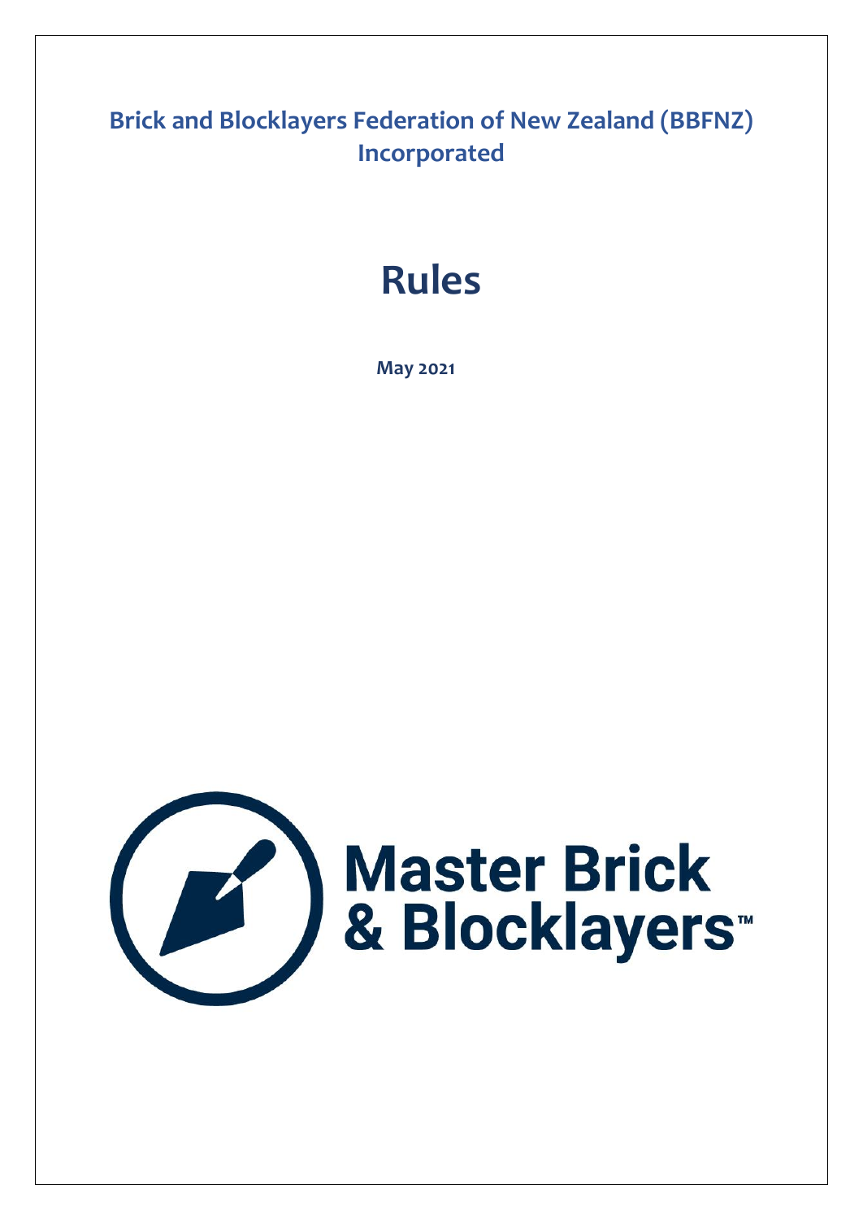# Brick and Blocklayers Federation of New Zealand (BBFNZ) Incorporated

# Rules

**May 2021**

Master Brick & Blocklayers™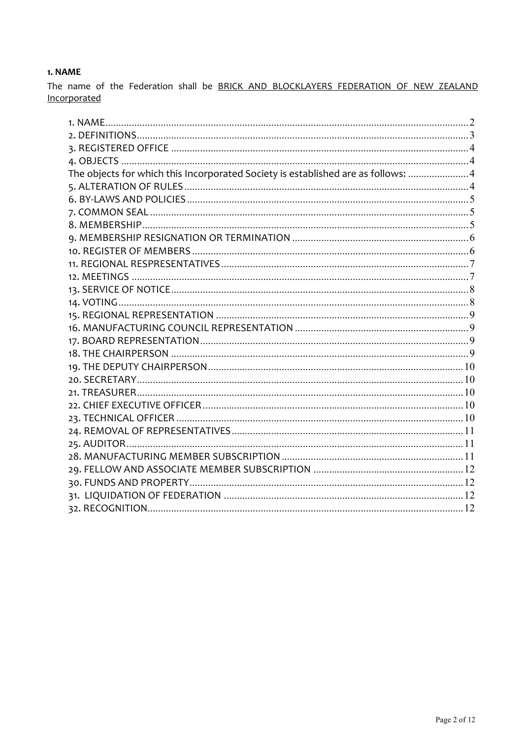**1. NAME**

The name of the Federation shall be <u>BRICK AND BLOCKLAYERS FEDERATION OF NEW ZEALAND Incorporated</u>

1. NAME........................................................................................................................2
2. DEFINITIONS............................................................................................................3
3. REGISTERED OFFICE ...............................................................................................4
4. OBJECTS ..................................................................................................................4
The objects for which this Incorporated Society is established are as follows: .......................4
5. ALTERATION OF RULES...........................................................................................4
6. BY-LAWS AND POLICIES..........................................................................................5
7. COMMON SEAL ........................................................................................................5
8. MEMBERSHIP...........................................................................................................5
9. MEMBERSHIP RESIGNATION OR TERMINATION ...................................................6
10. REGISTER OF MEMBERS .......................................................................................6
11. REGIONAL RESPRESENTATIVES............................................................................7
12. MEETINGS ..............................................................................................................7
13. SERVICE OF NOTICE...............................................................................................8
14. VOTING...................................................................................................................8
15. REGIONAL REPRESENTATION ...............................................................................9
16. MANUFACTURING COUNCIL REPRESENTATION ..................................................9
17. BOARD REPRESENTATION.....................................................................................9
18. THE CHAIRPERSON ................................................................................................9
19. THE DEPUTY CHAIRPERSON................................................................................10
20. SECRETARY...........................................................................................................10
21. TREASURER...........................................................................................................10
22. CHIEF EXECUTIVE OFFICER..................................................................................10
23. TECHNICAL OFFICER ............................................................................................10
24. REMOVAL OF REPRESENTATIVES.......................................................................11
25. AUDITOR...............................................................................................................11
28. MANUFACTURING MEMBER SUBSCRIPTION ......................................................11
29. FELLOW AND ASSOCIATE MEMBER SUBSCRIPTION ...........................................12
30. FUNDS AND PROPERTY........................................................................................12
31. LIQUIDATION OF FEDERATION ...........................................................................12
32. RECOGNITION.......................................................................................................12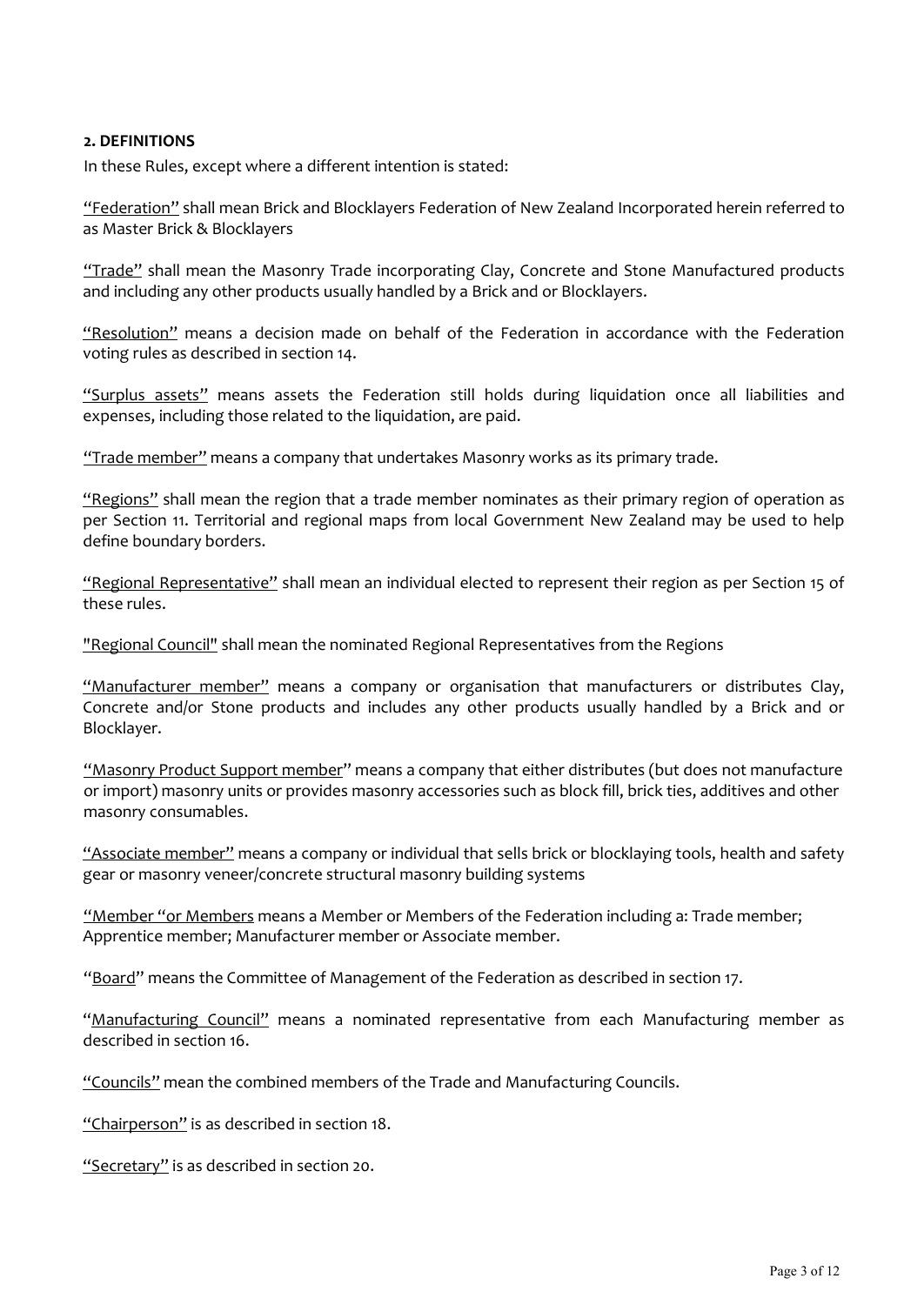## 2. DEFINITIONS

In these Rules, except where a different intention is stated:

"Federation" shall mean Brick and Blocklayers Federation of New Zealand Incorporated herein referred to as Master Brick & Blocklayers

"Trade" shall mean the Masonry Trade incorporating Clay, Concrete and Stone Manufactured products and including any other products usually handled by a Brick and or Blocklayers.

"Resolution" means a decision made on behalf of the Federation in accordance with the Federation voting rules as described in section 14.

"Surplus assets" means assets the Federation still holds during liquidation once all liabilities and expenses, including those related to the liquidation, are paid.

"Trade member" means a company that undertakes Masonry works as its primary trade.

"Regions" shall mean the region that a trade member nominates as their primary region of operation as per Section 11. Territorial and regional maps from local Government New Zealand may be used to help define boundary borders.

"Regional Representative" shall mean an individual elected to represent their region as per Section 15 of these rules.

"Regional Council" shall mean the nominated Regional Representatives from the Regions

"Manufacturer member" means a company or organisation that manufacturers or distributes Clay, Concrete and/or Stone products and includes any other products usually handled by a Brick and or Blocklayer.

"Masonry Product Support member" means a company that either distributes (but does not manufacture or import) masonry units or provides masonry accessories such as block fill, brick ties, additives and other masonry consumables.

"Associate member" means a company or individual that sells brick or blocklaying tools, health and safety gear or masonry veneer/concrete structural masonry building systems

"Member "or Members means a Member or Members of the Federation including a: Trade member; Apprentice member; Manufacturer member or Associate member.

"Board" means the Committee of Management of the Federation as described in section 17.

"Manufacturing Council" means a nominated representative from each Manufacturing member as described in section 16.

"Councils" mean the combined members of the Trade and Manufacturing Councils.

"Chairperson" is as described in section 18.

"Secretary" is as described in section 20.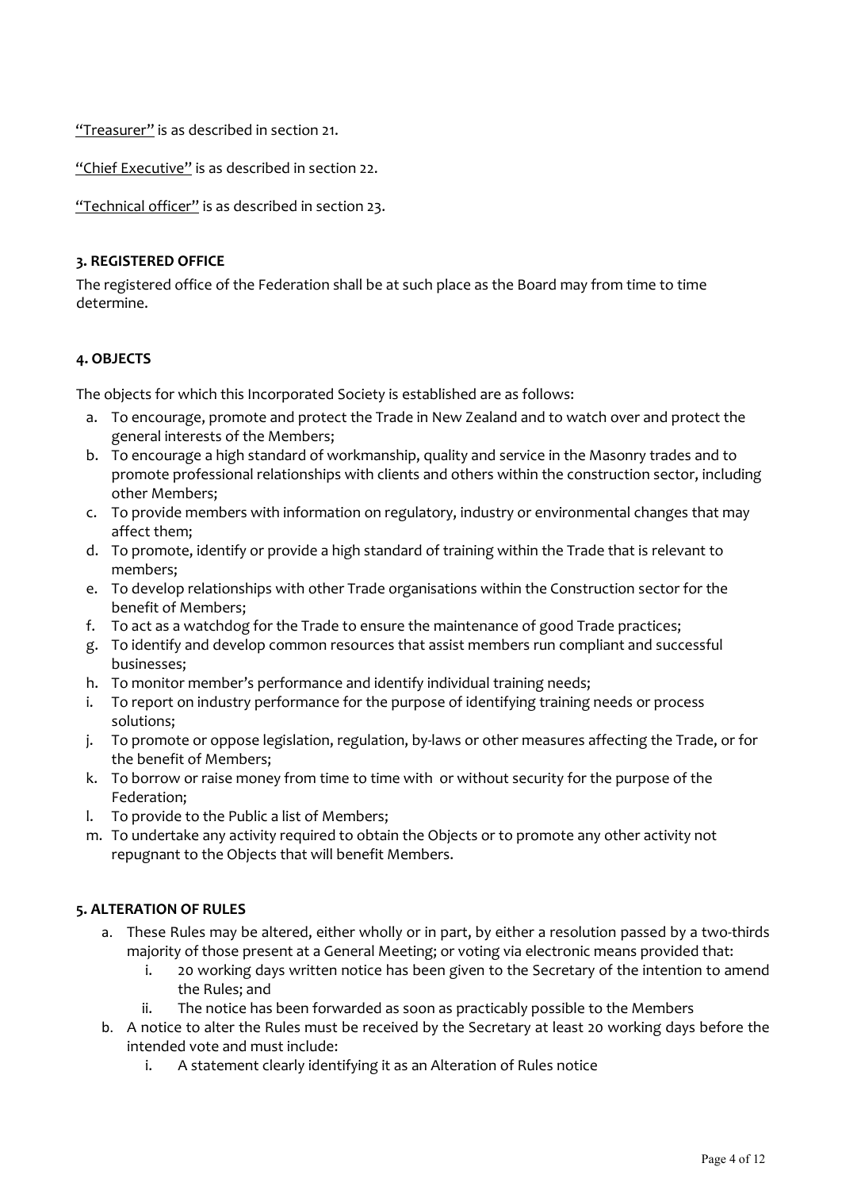"Treasurer" is as described in section 21.

"Chief Executive" is as described in section 22.

"Technical officer" is as described in section 23.

### 3. REGISTERED OFFICE

The registered office of the Federation shall be at such place as the Board may from time to time determine.

### 4. OBJECTS

The objects for which this Incorporated Society is established are as follows:

a. To encourage, promote and protect the Trade in New Zealand and to watch over and protect the general interests of the Members;
b. To encourage a high standard of workmanship, quality and service in the Masonry trades and to promote professional relationships with clients and others within the construction sector, including other Members;
c. To provide members with information on regulatory, industry or environmental changes that may affect them;
d. To promote, identify or provide a high standard of training within the Trade that is relevant to members;
e. To develop relationships with other Trade organisations within the Construction sector for the benefit of Members;
f. To act as a watchdog for the Trade to ensure the maintenance of good Trade practices;
g. To identify and develop common resources that assist members run compliant and successful businesses;
h. To monitor member's performance and identify individual training needs;
i. To report on industry performance for the purpose of identifying training needs or process solutions;
j. To promote or oppose legislation, regulation, by-laws or other measures affecting the Trade, or for the benefit of Members;
k. To borrow or raise money from time to time with or without security for the purpose of the Federation;
l. To provide to the Public a list of Members;
m. To undertake any activity required to obtain the Objects or to promote any other activity not repugnant to the Objects that will benefit Members.

### 5. ALTERATION OF RULES

a. These Rules may be altered, either wholly or in part, by either a resolution passed by a two-thirds majority of those present at a General Meeting; or voting via electronic means provided that:
   i. 20 working days written notice has been given to the Secretary of the intention to amend the Rules; and
   ii. The notice has been forwarded as soon as practicably possible to the Members
b. A notice to alter the Rules must be received by the Secretary at least 20 working days before the intended vote and must include:
   i. A statement clearly identifying it as an Alteration of Rules notice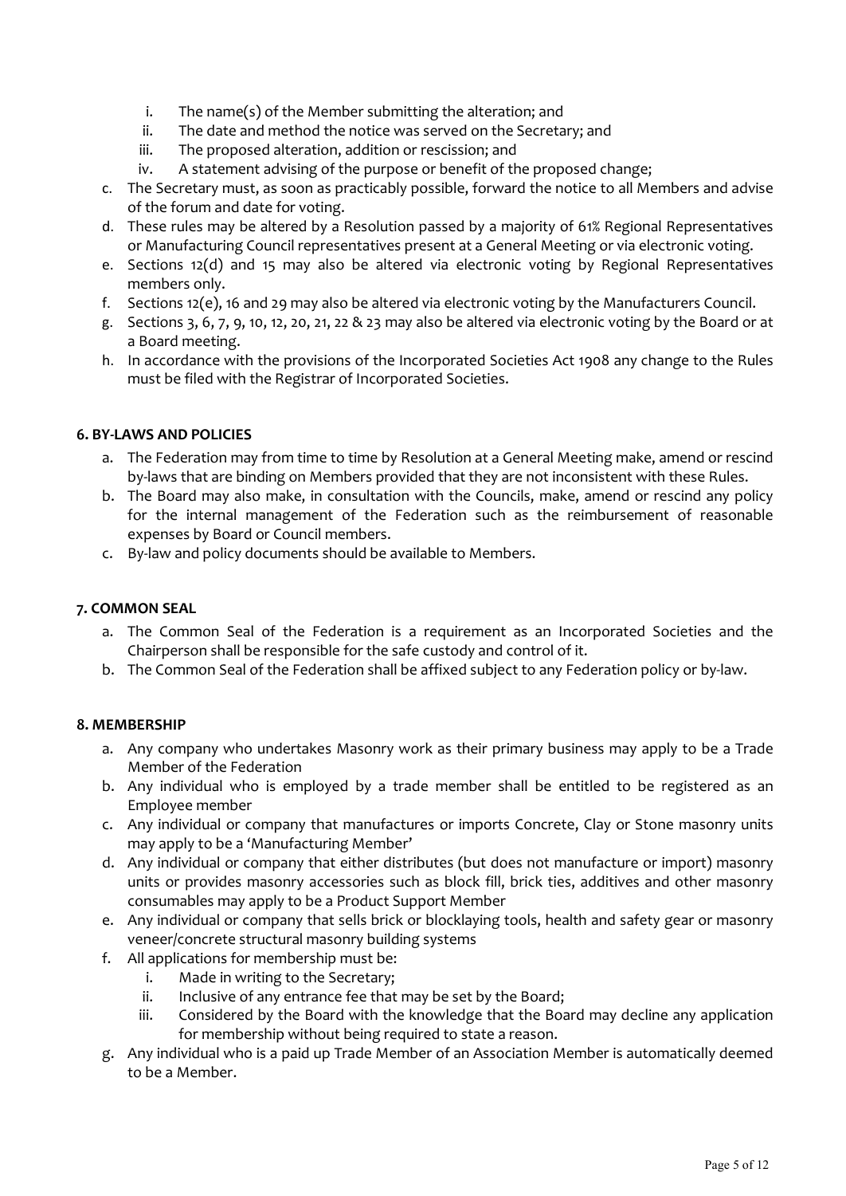i. The name(s) of the Member submitting the alteration; and
   ii. The date and method the notice was served on the Secretary; and
   iii. The proposed alteration, addition or rescission; and
   iv. A statement advising of the purpose or benefit of the proposed change;

c. The Secretary must, as soon as practicably possible, forward the notice to all Members and advise of the forum and date for voting.
d. These rules may be altered by a Resolution passed by a majority of 61% Regional Representatives or Manufacturing Council representatives present at a General Meeting or via electronic voting.
e. Sections 12(d) and 15 may also be altered via electronic voting by Regional Representatives members only.
f. Sections 12(e), 16 and 29 may also be altered via electronic voting by the Manufacturers Council.
g. Sections 3, 6, 7, 9, 10, 12, 20, 21, 22 & 23 may also be altered via electronic voting by the Board or at a Board meeting.
h. In accordance with the provisions of the Incorporated Societies Act 1908 any change to the Rules must be filed with the Registrar of Incorporated Societies.

**6. BY-LAWS AND POLICIES**

a. The Federation may from time to time by Resolution at a General Meeting make, amend or rescind by-laws that are binding on Members provided that they are not inconsistent with these Rules.
b. The Board may also make, in consultation with the Councils, make, amend or rescind any policy for the internal management of the Federation such as the reimbursement of reasonable expenses by Board or Council members.
c. By-law and policy documents should be available to Members.

**7. COMMON SEAL**

a. The Common Seal of the Federation is a requirement as an Incorporated Societies and the Chairperson shall be responsible for the safe custody and control of it.
b. The Common Seal of the Federation shall be affixed subject to any Federation policy or by-law.

**8. MEMBERSHIP**

a. Any company who undertakes Masonry work as their primary business may apply to be a Trade Member of the Federation
b. Any individual who is employed by a trade member shall be entitled to be registered as an Employee member
c. Any individual or company that manufactures or imports Concrete, Clay or Stone masonry units may apply to be a 'Manufacturing Member'
d. Any individual or company that either distributes (but does not manufacture or import) masonry units or provides masonry accessories such as block fill, brick ties, additives and other masonry consumables may apply to be a Product Support Member
e. Any individual or company that sells brick or blocklaying tools, health and safety gear or masonry veneer/concrete structural masonry building systems
f. All applications for membership must be:
   i. Made in writing to the Secretary;
   ii. Inclusive of any entrance fee that may be set by the Board;
   iii. Considered by the Board with the knowledge that the Board may decline any application for membership without being required to state a reason.
g. Any individual who is a paid up Trade Member of an Association Member is automatically deemed to be a Member.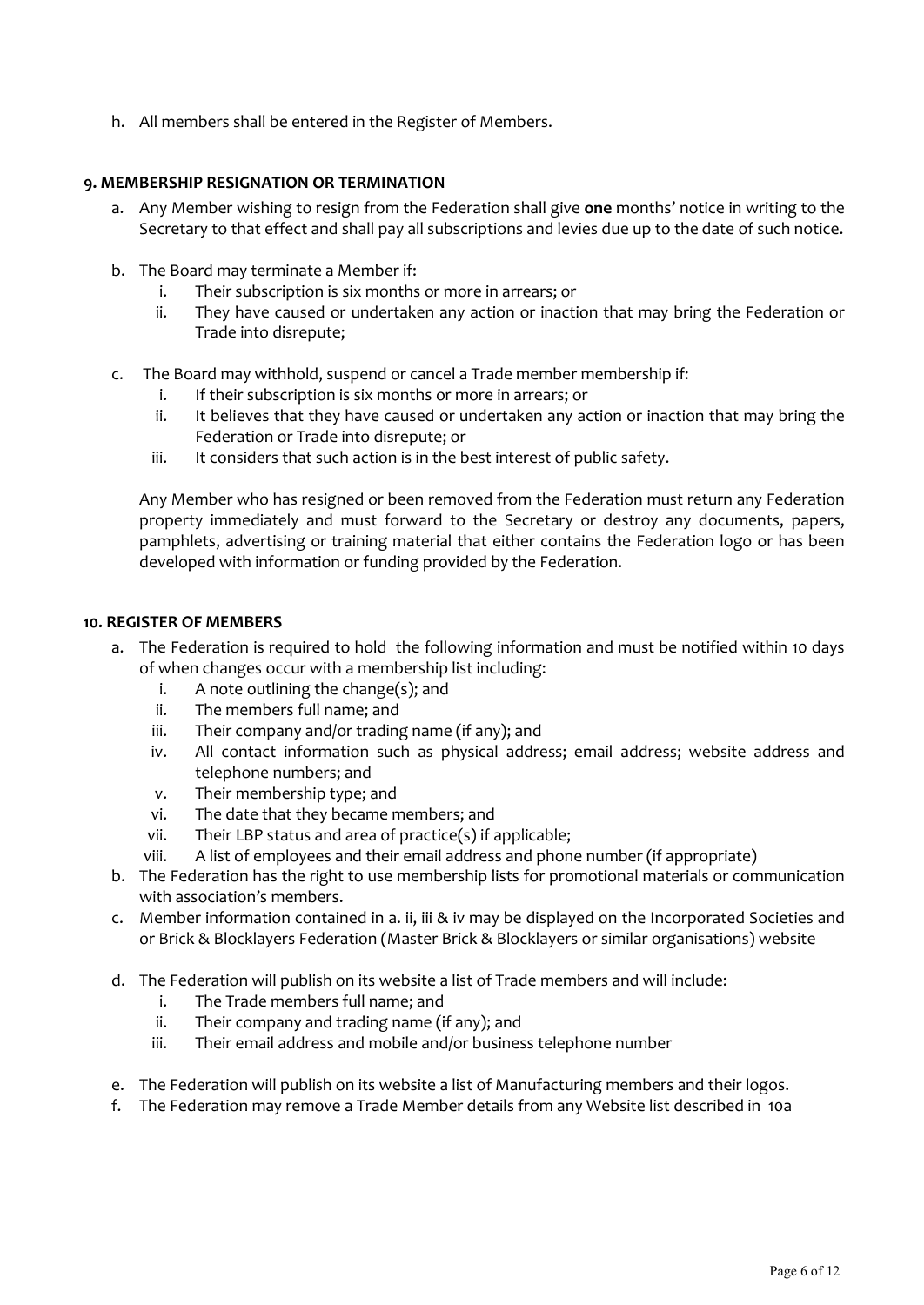h. All members shall be entered in the Register of Members.

### 9. MEMBERSHIP RESIGNATION OR TERMINATION

a. Any Member wishing to resign from the Federation shall give **one** months' notice in writing to the Secretary to that effect and shall pay all subscriptions and levies due up to the date of such notice.

b. The Board may terminate a Member if:
   i. Their subscription is six months or more in arrears; or
   ii. They have caused or undertaken any action or inaction that may bring the Federation or Trade into disrepute;

c. The Board may withhold, suspend or cancel a Trade member membership if:
   i. If their subscription is six months or more in arrears; or
   ii. It believes that they have caused or undertaken any action or inaction that may bring the Federation or Trade into disrepute; or
   iii. It considers that such action is in the best interest of public safety.

   Any Member who has resigned or been removed from the Federation must return any Federation property immediately and must forward to the Secretary or destroy any documents, papers, pamphlets, advertising or training material that either contains the Federation logo or has been developed with information or funding provided by the Federation.

### 10. REGISTER OF MEMBERS

a. The Federation is required to hold the following information and must be notified within 10 days of when changes occur with a membership list including:
   i. A note outlining the change(s); and
   ii. The members full name; and
   iii. Their company and/or trading name (if any); and
   iv. All contact information such as physical address; email address; website address and telephone numbers; and
   v. Their membership type; and
   vi. The date that they became members; and
   vii. Their LBP status and area of practice(s) if applicable;
   viii. A list of employees and their email address and phone number (if appropriate)

b. The Federation has the right to use membership lists for promotional materials or communication with association's members.

c. Member information contained in a. ii, iii & iv may be displayed on the Incorporated Societies and or Brick & Blocklayers Federation (Master Brick & Blocklayers or similar organisations) website

d. The Federation will publish on its website a list of Trade members and will include:
   i. The Trade members full name; and
   ii. Their company and trading name (if any); and
   iii. Their email address and mobile and/or business telephone number

e. The Federation will publish on its website a list of Manufacturing members and their logos.

f. The Federation may remove a Trade Member details from any Website list described in 10a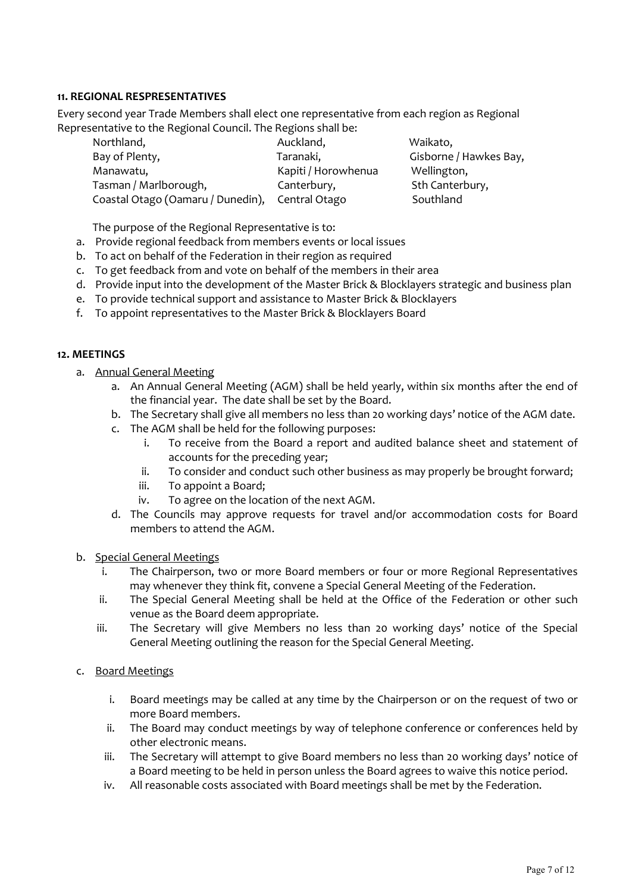**11. REGIONAL RESPRESENTATIVES**

Every second year Trade Members shall elect one representative from each region as Regional Representative to the Regional Council. The Regions shall be:

| | | |
|---|---|---|
| Northland, | Auckland, | Waikato, |
| Bay of Plenty, | Taranaki, | Gisborne / Hawkes Bay, |
| Manawatu, | Kapiti / Horowhenua | Wellington, |
| Tasman / Marlborough, | Canterbury, | Sth Canterbury, |
| Coastal Otago (Oamaru / Dunedin), | Central Otago | Southland |

The purpose of the Regional Representative is to:

a. Provide regional feedback from members events or local issues
b. To act on behalf of the Federation in their region as required
c. To get feedback from and vote on behalf of the members in their area
d. Provide input into the development of the Master Brick & Blocklayers strategic and business plan
e. To provide technical support and assistance to Master Brick & Blocklayers
f. To appoint representatives to the Master Brick & Blocklayers Board

**12. MEETINGS**

a. <u>Annual General Meeting</u>
   a. An Annual General Meeting (AGM) shall be held yearly, within six months after the end of the financial year. The date shall be set by the Board.
   b. The Secretary shall give all members no less than 20 working days' notice of the AGM date.
   c. The AGM shall be held for the following purposes:
      i. To receive from the Board a report and audited balance sheet and statement of accounts for the preceding year;
      ii. To consider and conduct such other business as may properly be brought forward;
      iii. To appoint a Board;
      iv. To agree on the location of the next AGM.
   d. The Councils may approve requests for travel and/or accommodation costs for Board members to attend the AGM.

b. <u>Special General Meetings</u>
   i. The Chairperson, two or more Board members or four or more Regional Representatives may whenever they think fit, convene a Special General Meeting of the Federation.
   ii. The Special General Meeting shall be held at the Office of the Federation or other such venue as the Board deem appropriate.
   iii. The Secretary will give Members no less than 20 working days' notice of the Special General Meeting outlining the reason for the Special General Meeting.

c. <u>Board Meetings</u>
   i. Board meetings may be called at any time by the Chairperson or on the request of two or more Board members.
   ii. The Board may conduct meetings by way of telephone conference or conferences held by other electronic means.
   iii. The Secretary will attempt to give Board members no less than 20 working days' notice of a Board meeting to be held in person unless the Board agrees to waive this notice period.
   iv. All reasonable costs associated with Board meetings shall be met by the Federation.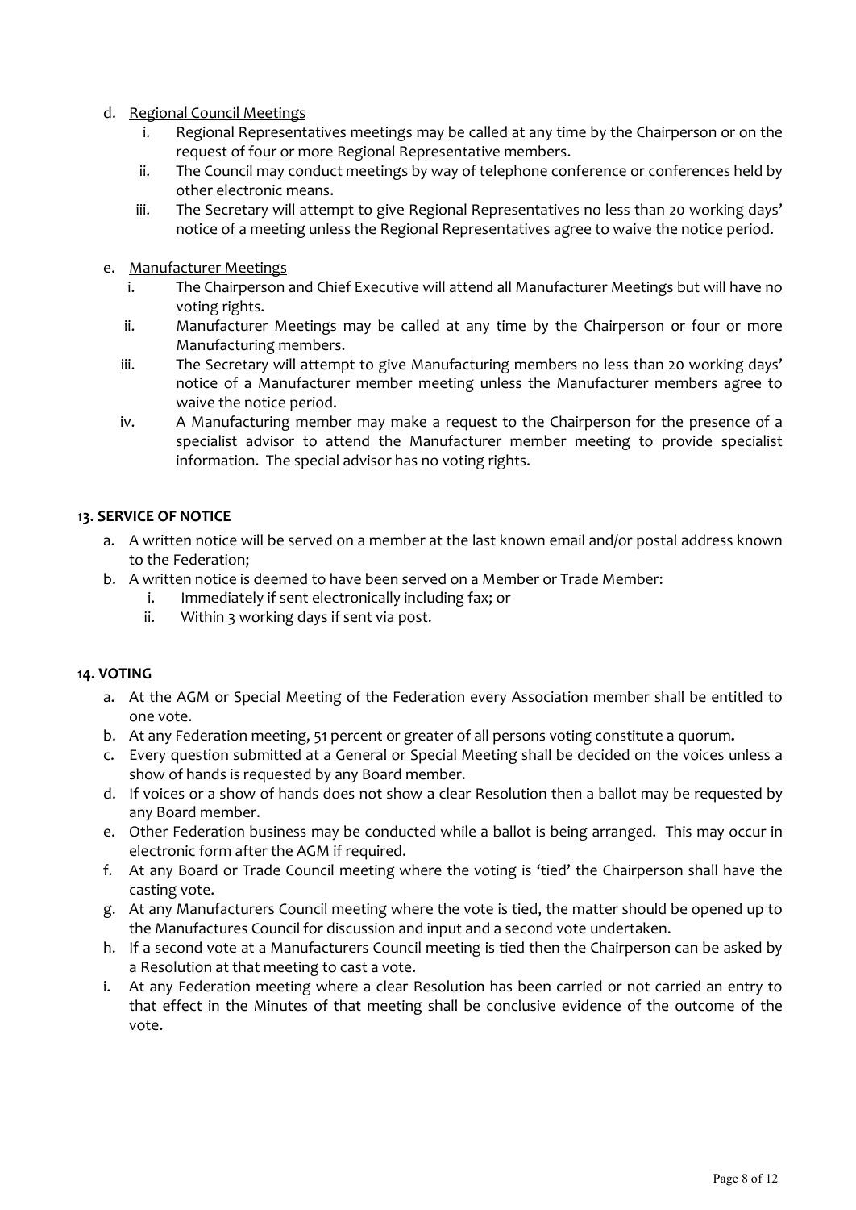d. Regional Council Meetings

   i. Regional Representatives meetings may be called at any time by the Chairperson or on the request of four or more Regional Representative members.
   ii. The Council may conduct meetings by way of telephone conference or conferences held by other electronic means.
   iii. The Secretary will attempt to give Regional Representatives no less than 20 working days' notice of a meeting unless the Regional Representatives agree to waive the notice period.

e. Manufacturer Meetings

   i. The Chairperson and Chief Executive will attend all Manufacturer Meetings but will have no voting rights.
   ii. Manufacturer Meetings may be called at any time by the Chairperson or four or more Manufacturing members.
   iii. The Secretary will attempt to give Manufacturing members no less than 20 working days' notice of a Manufacturer member meeting unless the Manufacturer members agree to waive the notice period.
   iv. A Manufacturing member may make a request to the Chairperson for the presence of a specialist advisor to attend the Manufacturer member meeting to provide specialist information. The special advisor has no voting rights.

### 13. SERVICE OF NOTICE

a. A written notice will be served on a member at the last known email and/or postal address known to the Federation;
b. A written notice is deemed to have been served on a Member or Trade Member:
   i. Immediately if sent electronically including fax; or
   ii. Within 3 working days if sent via post.

### 14. VOTING

a. At the AGM or Special Meeting of the Federation every Association member shall be entitled to one vote.
b. At any Federation meeting, 51 percent or greater of all persons voting constitute a quorum**.**
c. Every question submitted at a General or Special Meeting shall be decided on the voices unless a show of hands is requested by any Board member.
d. If voices or a show of hands does not show a clear Resolution then a ballot may be requested by any Board member.
e. Other Federation business may be conducted while a ballot is being arranged. This may occur in electronic form after the AGM if required.
f. At any Board or Trade Council meeting where the voting is 'tied' the Chairperson shall have the casting vote.
g. At any Manufacturers Council meeting where the vote is tied, the matter should be opened up to the Manufactures Council for discussion and input and a second vote undertaken.
h. If a second vote at a Manufacturers Council meeting is tied then the Chairperson can be asked by a Resolution at that meeting to cast a vote.
i. At any Federation meeting where a clear Resolution has been carried or not carried an entry to that effect in the Minutes of that meeting shall be conclusive evidence of the outcome of the vote.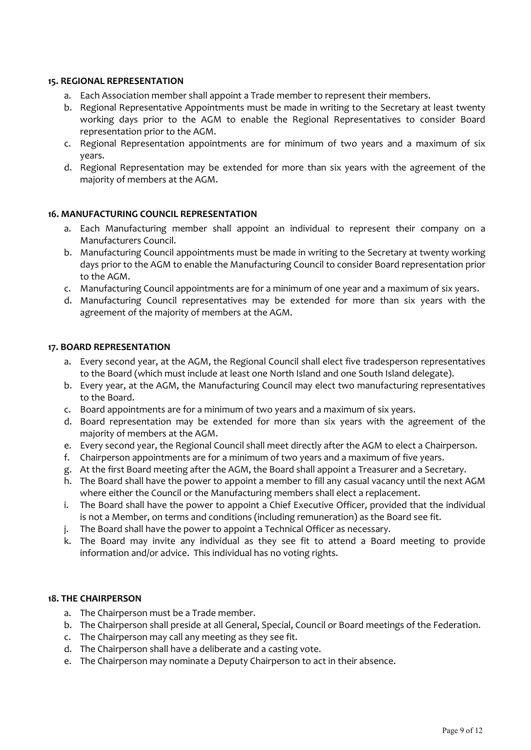### 15. REGIONAL REPRESENTATION

a. Each Association member shall appoint a Trade member to represent their members.
b. Regional Representative Appointments must be made in writing to the Secretary at least twenty working days prior to the AGM to enable the Regional Representatives to consider Board representation prior to the AGM.
c. Regional Representation appointments are for minimum of two years and a maximum of six years.
d. Regional Representation may be extended for more than six years with the agreement of the majority of members at the AGM.

### 16. MANUFACTURING COUNCIL REPRESENTATION

a. Each Manufacturing member shall appoint an individual to represent their company on a Manufacturers Council.
b. Manufacturing Council appointments must be made in writing to the Secretary at twenty working days prior to the AGM to enable the Manufacturing Council to consider Board representation prior to the AGM.
c. Manufacturing Council appointments are for a minimum of one year and a maximum of six years.
d. Manufacturing Council representatives may be extended for more than six years with the agreement of the majority of members at the AGM.

### 17. BOARD REPRESENTATION

a. Every second year, at the AGM, the Regional Council shall elect five tradesperson representatives to the Board (which must include at least one North Island and one South Island delegate).
b. Every year, at the AGM, the Manufacturing Council may elect two manufacturing representatives to the Board.
c. Board appointments are for a minimum of two years and a maximum of six years.
d. Board representation may be extended for more than six years with the agreement of the majority of members at the AGM.
e. Every second year, the Regional Council shall meet directly after the AGM to elect a Chairperson.
f. Chairperson appointments are for a minimum of two years and a maximum of five years.
g. At the first Board meeting after the AGM, the Board shall appoint a Treasurer and a Secretary.
h. The Board shall have the power to appoint a member to fill any casual vacancy until the next AGM where either the Council or the Manufacturing members shall elect a replacement.
i. The Board shall have the power to appoint a Chief Executive Officer, provided that the individual is not a Member, on terms and conditions (including remuneration) as the Board see fit.
j. The Board shall have the power to appoint a Technical Officer as necessary.
k. The Board may invite any individual as they see fit to attend a Board meeting to provide information and/or advice. This individual has no voting rights.

### 18. THE CHAIRPERSON

a. The Chairperson must be a Trade member.
b. The Chairperson shall preside at all General, Special, Council or Board meetings of the Federation.
c. The Chairperson may call any meeting as they see fit.
d. The Chairperson shall have a deliberate and a casting vote.
e. The Chairperson may nominate a Deputy Chairperson to act in their absence.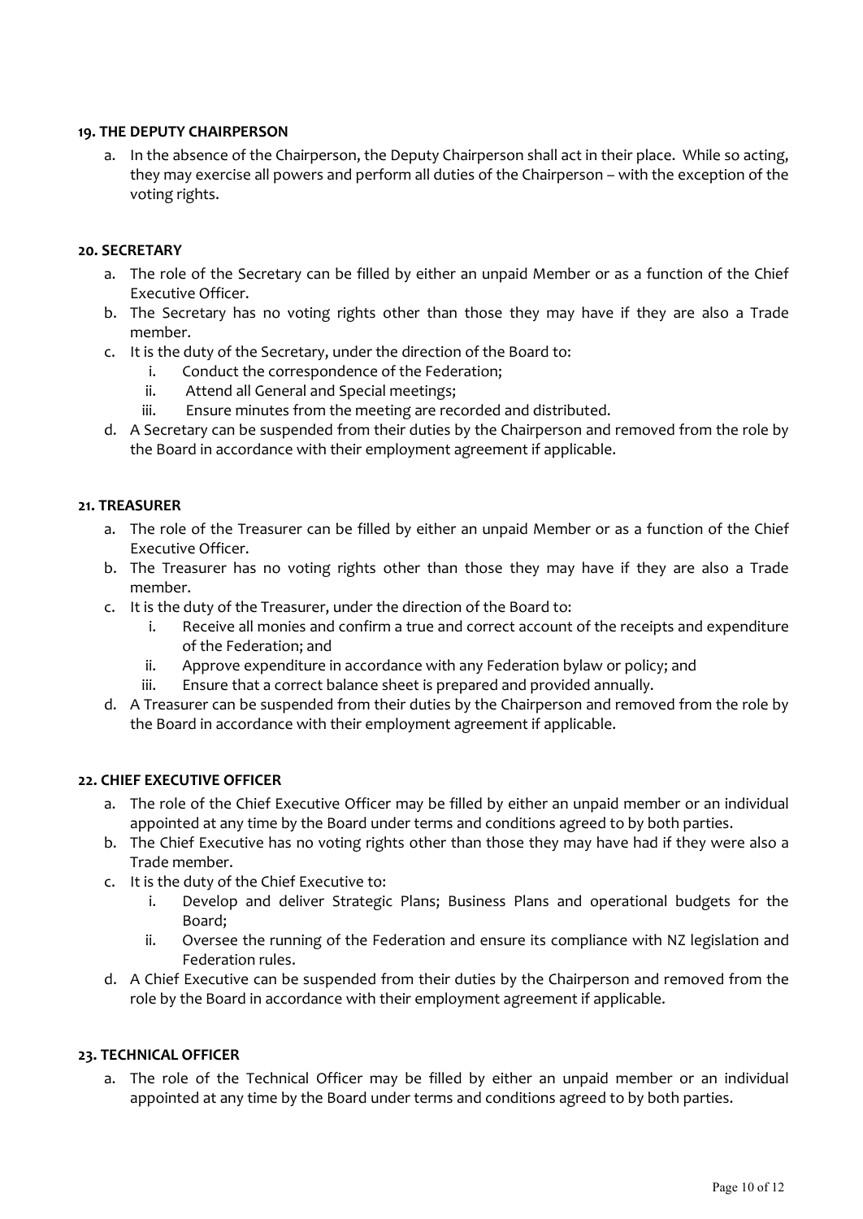### 19. THE DEPUTY CHAIRPERSON

a. In the absence of the Chairperson, the Deputy Chairperson shall act in their place. While so acting, they may exercise all powers and perform all duties of the Chairperson – with the exception of the voting rights.

### 20. SECRETARY

a. The role of the Secretary can be filled by either an unpaid Member or as a function of the Chief Executive Officer.
b. The Secretary has no voting rights other than those they may have if they are also a Trade member.
c. It is the duty of the Secretary, under the direction of the Board to:
    i. Conduct the correspondence of the Federation;
    ii. Attend all General and Special meetings;
    iii. Ensure minutes from the meeting are recorded and distributed.
d. A Secretary can be suspended from their duties by the Chairperson and removed from the role by the Board in accordance with their employment agreement if applicable.

### 21. TREASURER

a. The role of the Treasurer can be filled by either an unpaid Member or as a function of the Chief Executive Officer.
b. The Treasurer has no voting rights other than those they may have if they are also a Trade member.
c. It is the duty of the Treasurer, under the direction of the Board to:
    i. Receive all monies and confirm a true and correct account of the receipts and expenditure of the Federation; and
    ii. Approve expenditure in accordance with any Federation bylaw or policy; and
    iii. Ensure that a correct balance sheet is prepared and provided annually.
d. A Treasurer can be suspended from their duties by the Chairperson and removed from the role by the Board in accordance with their employment agreement if applicable.

### 22. CHIEF EXECUTIVE OFFICER

a. The role of the Chief Executive Officer may be filled by either an unpaid member or an individual appointed at any time by the Board under terms and conditions agreed to by both parties.
b. The Chief Executive has no voting rights other than those they may have had if they were also a Trade member.
c. It is the duty of the Chief Executive to:
    i. Develop and deliver Strategic Plans; Business Plans and operational budgets for the Board;
    ii. Oversee the running of the Federation and ensure its compliance with NZ legislation and Federation rules.
d. A Chief Executive can be suspended from their duties by the Chairperson and removed from the role by the Board in accordance with their employment agreement if applicable.

### 23. TECHNICAL OFFICER

a. The role of the Technical Officer may be filled by either an unpaid member or an individual appointed at any time by the Board under terms and conditions agreed to by both parties.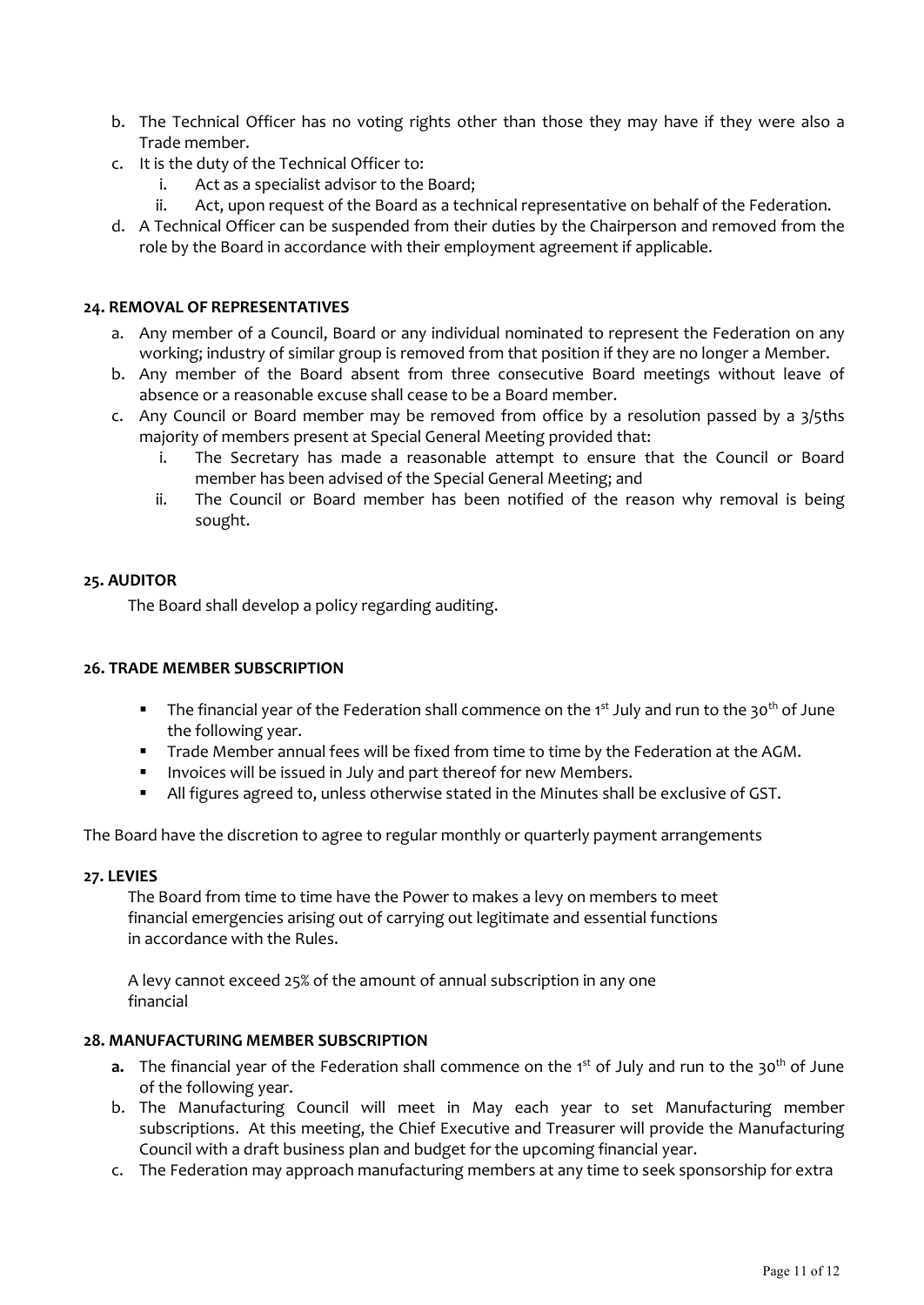b. The Technical Officer has no voting rights other than those they may have if they were also a Trade member.
c. It is the duty of the Technical Officer to:
   i. Act as a specialist advisor to the Board;
   ii. Act, upon request of the Board as a technical representative on behalf of the Federation.
d. A Technical Officer can be suspended from their duties by the Chairperson and removed from the role by the Board in accordance with their employment agreement if applicable.

**24. REMOVAL OF REPRESENTATIVES**

a. Any member of a Council, Board or any individual nominated to represent the Federation on any working; industry of similar group is removed from that position if they are no longer a Member.
b. Any member of the Board absent from three consecutive Board meetings without leave of absence or a reasonable excuse shall cease to be a Board member.
c. Any Council or Board member may be removed from office by a resolution passed by a 3/5ths majority of members present at Special General Meeting provided that:
   i. The Secretary has made a reasonable attempt to ensure that the Council or Board member has been advised of the Special General Meeting; and
   ii. The Council or Board member has been notified of the reason why removal is being sought.

**25. AUDITOR**

The Board shall develop a policy regarding auditing.

**26. TRADE MEMBER SUBSCRIPTION**

- The financial year of the Federation shall commence on the 1st July and run to the 30th of June the following year.
- Trade Member annual fees will be fixed from time to time by the Federation at the AGM.
- Invoices will be issued in July and part thereof for new Members.
- All figures agreed to, unless otherwise stated in the Minutes shall be exclusive of GST.

The Board have the discretion to agree to regular monthly or quarterly payment arrangements

**27. LEVIES**

The Board from time to time have the Power to makes a levy on members to meet financial emergencies arising out of carrying out legitimate and essential functions in accordance with the Rules.

A levy cannot exceed 25% of the amount of annual subscription in any one financial

**28. MANUFACTURING MEMBER SUBSCRIPTION**

**a.** The financial year of the Federation shall commence on the 1st of July and run to the 30th of June of the following year.
b. The Manufacturing Council will meet in May each year to set Manufacturing member subscriptions. At this meeting, the Chief Executive and Treasurer will provide the Manufacturing Council with a draft business plan and budget for the upcoming financial year.
c. The Federation may approach manufacturing members at any time to seek sponsorship for extra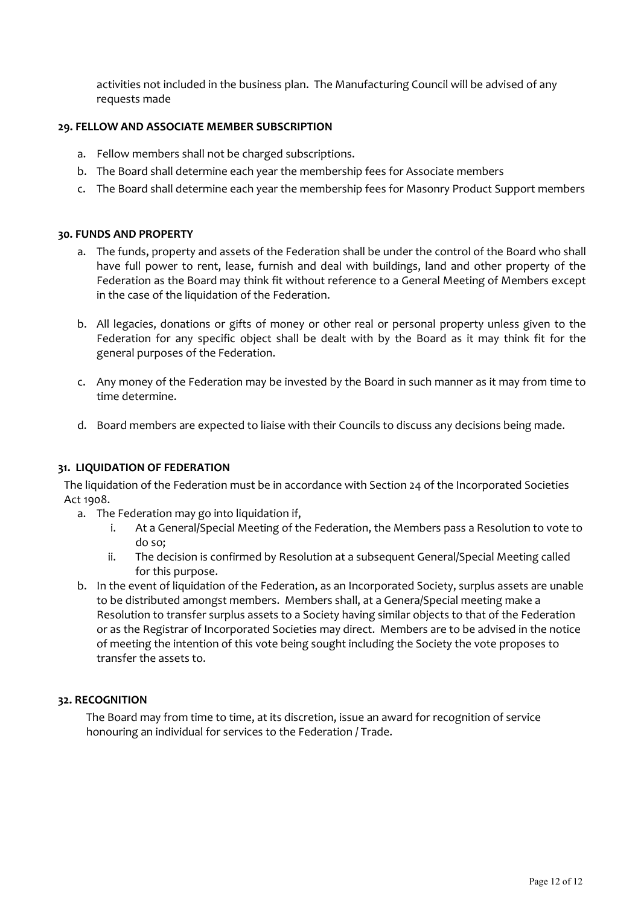activities not included in the business plan. The Manufacturing Council will be advised of any requests made

**29. FELLOW AND ASSOCIATE MEMBER SUBSCRIPTION**

a. Fellow members shall not be charged subscriptions.
b. The Board shall determine each year the membership fees for Associate members
c. The Board shall determine each year the membership fees for Masonry Product Support members

**30. FUNDS AND PROPERTY**

a. The funds, property and assets of the Federation shall be under the control of the Board who shall have full power to rent, lease, furnish and deal with buildings, land and other property of the Federation as the Board may think fit without reference to a General Meeting of Members except in the case of the liquidation of the Federation.

b. All legacies, donations or gifts of money or other real or personal property unless given to the Federation for any specific object shall be dealt with by the Board as it may think fit for the general purposes of the Federation.

c. Any money of the Federation may be invested by the Board in such manner as it may from time to time determine.

d. Board members are expected to liaise with their Councils to discuss any decisions being made.

**31. LIQUIDATION OF FEDERATION**

The liquidation of the Federation must be in accordance with Section 24 of the Incorporated Societies Act 1908.

a. The Federation may go into liquidation if,
   i. At a General/Special Meeting of the Federation, the Members pass a Resolution to vote to do so;
   ii. The decision is confirmed by Resolution at a subsequent General/Special Meeting called for this purpose.
b. In the event of liquidation of the Federation, as an Incorporated Society, surplus assets are unable to be distributed amongst members. Members shall, at a Genera/Special meeting make a Resolution to transfer surplus assets to a Society having similar objects to that of the Federation or as the Registrar of Incorporated Societies may direct. Members are to be advised in the notice of meeting the intention of this vote being sought including the Society the vote proposes to transfer the assets to.

**32. RECOGNITION**

The Board may from time to time, at its discretion, issue an award for recognition of service honouring an individual for services to the Federation / Trade.